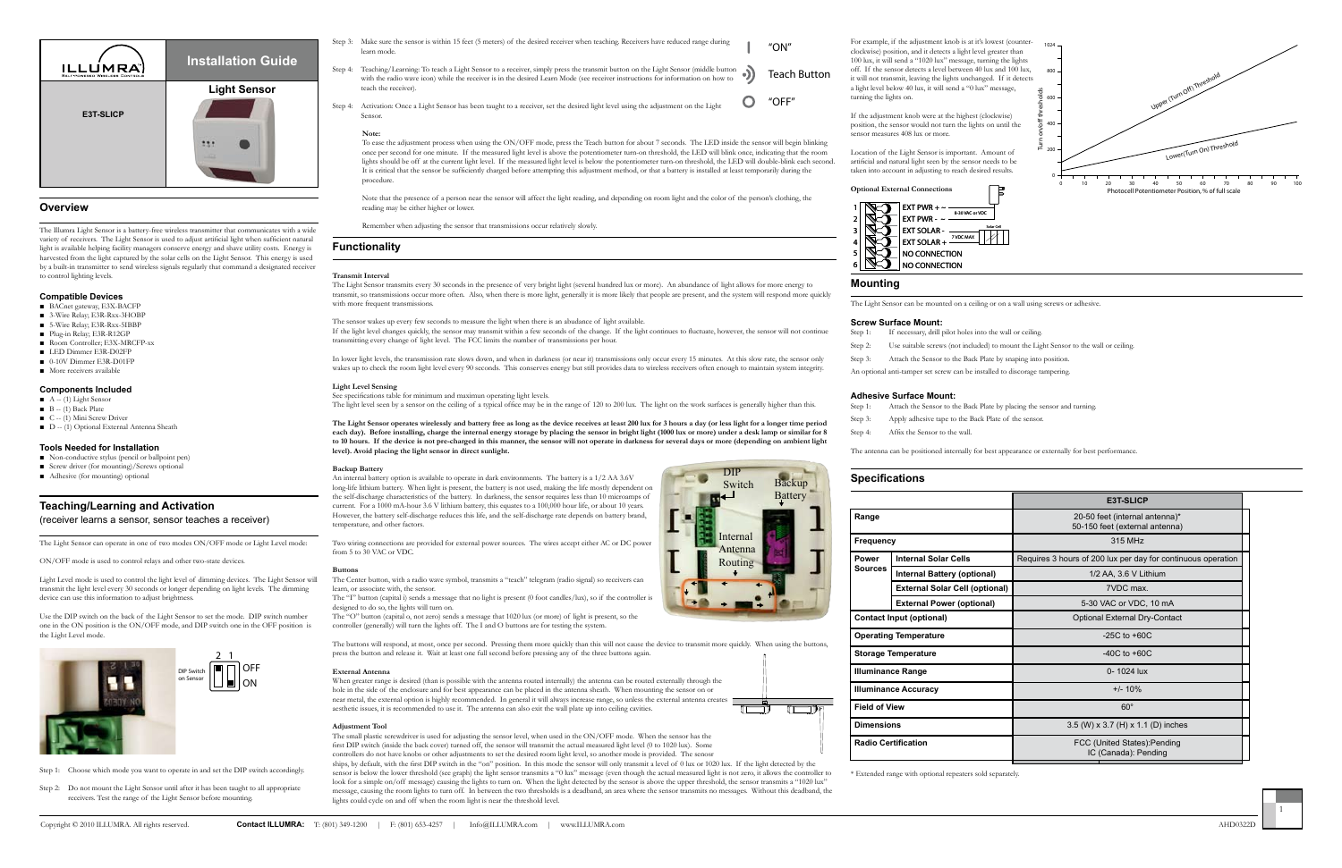# Installation Guide

ILLUMRA Self-Powered Wireless Controls

**Light Sensor**

**E3T-SLICP**

## Overview

The Illumra Light Sensor is a battery-free wireless transmitter that communicates with a wide variety of receivers. The Light Sensor is used to adjust artificial light when sufficient natural light is available helping facility managers conserve energy and shave utility costs. Energy is harvested from the light captured by the solar cells on the Light Sensor. This energy is used by a built-in transmitter to send wireless signals regularly that command a designated receiver to control lighting levels.

### Compatible Devices

- BACnet gateway, E3X-BACFP
- 3-Wire Relay, E3R-Rxx-3HOBP
- 5-Wire Relay, E3R-Rxx-5IBBP
- Plug-in Relay, E3R-R12GP
- Room Controller, E3X-MRCFP-xx
- LED Dimmer E3R-D02FP
- 0-10V Dimmer E3R-D01FP
- More receivers available

### Components Included

- A -- (1) Light Sensor
- B -- (1) Back Plate
- C -- (1) Mini Screw Driver
- D -- (1) Optional External Antenna Sheath

### Tools Needed for Installation

- Non-conductive stylus (pencil or ballpoint pen)
- Screw driver (for mounting)/Screws optional
- Adhesive (for mounting) optional

## Teaching/Learning and Activation

(receiver learns a sensor, sensor teaches a receiver)

The Light Sensor can operate in one of two modes ON/OFF mode or Light Level mode:

ON/OFF mode is used to control relays and other two-state devices.

Light Level mode is used to control the light level of dimming devices. The Light Sensor will transmit the light level every 30 seconds or longer depending on light levels. The dimming device can use this information to adjust brightness.

Use the DIP switch on the back of the Light Sensor to set the mode. DIP switch number one in the ON position is the ON/OFF mode, and DIP switch one in the OFF position is the Light Level mode.

DIP Switch on Sensor
2 1
OFF
ON

Step 1: Choose which mode you want to operate in and set the DIP switch accordingly.

Step 2: Do not mount the Light Sensor until after it has been taught to all appropriate receivers. Test the range of the Light Sensor before mounting.

Step 3: Make sure the sensor is within 15 feet (5 meters) of the desired receiver when teaching. Receivers have reduced range during learn mode.

Step 4: Teaching/Learning: To teach a Light Sensor to a receiver, simply press the transmit button on the Light Sensor (middle button with the radio wave icon) while the receiver is in the desired Learn Mode (see receiver instructions for information on how to teach the receiver).

Step 4: Activation: Once a Light Sensor has been taught to a receiver, set the desired light level using the adjustment on the Light Sensor.

"ON"
Teach Button
"OFF"

**Note:**

To ease the adjustment process when using the ON/OFF mode, press the Teach button for about 7 seconds. The LED inside the sensor will begin blinking once per second for one minute. If the measured light level is above the potentiometer turn-on threshold, the LED will blink once, indicating that the room lights should be off at the current light level. If the measured light level is below the potentiometer turn-on threshold, the LED will double-blink each second. It is critical that the sensor be sufficiently charged before attempting this adjustment method, or that a battery is installed at least temporarily during the procedure.

Note that the presence of a person near the sensor will affect the light reading, and depending on room light and the color of the person's clothing, the reading may be either higher or lower.

Remember when adjusting the sensor that transmissions occur relatively slowly.

## Functionality

**Transmit Interval**

The Light Sensor transmits every 30 seconds in the presence of very bright light (several hundred lux or more). An abundance of light allows for more energy to transmit, so transmissions occur more often. Also, when there is more light, generally it is more likely that people are present, and the system will respond more quickly with more frequent transmissions.

The sensor wakes up every few seconds to measure the light when there is an abundance of light available.
If the light level changes quickly, the sensor may transmit within a few seconds of the change. If the light continues to fluctuate, however, the sensor will not continue transmitting every change of light level. The FCC limits the number of transmissions per hour.

In lower light levels, the transmission rate slows down, and when in darkness (or near it) transmissions only occur every 15 minutes. At this slow rate, the sensor only wakes up to check the room light level every 90 seconds. This conserves energy but still provides data to wireless receivers often enough to maintain system integrity.

**Light Level Sensing**

See specifications table for minimum and maximum operating light levels.
The light level seen by a sensor on the ceiling of a typical office may be in the range of 120 to 200 lux. The light on the work surfaces is generally higher than this.

**The Light Sensor operates wirelessly and battery free as long as the device receives at least 200 lux for 3 hours a day (or less light for a longer time period each day). Before installing, charge the internal energy storage by placing the sensor in bright light (1000 lux or more) under a desk lamp or similar for 8 to 10 hours. If the device is not pre-charged in this manner, the sensor will not operate in darkness for several days or more (depending on ambient light level). Avoid placing the light sensor in direct sunlight.**

**Backup Battery**

An internal battery option is available to operate in dark environments. The battery is a 1/2 AA 3.6V long-life lithium battery. When light is present, the battery is not used, making the life mostly dependent on the self-discharge characteristics of the battery. In darkness, the sensor requires less than 10 microamps of current. For a 1000 mA-hour 3.6 V lithium battery, this equates to a 100,000 hour life, or about 10 years. However, the battery self-discharge reduces this life, and the self-discharge rate depends on battery brand, temperature, and other factors.

Two wiring connections are provided for external power sources. The wires accept either AC or DC power from 5 to 30 VAC or VDC.

DIP Switch
Backup Battery
Internal Antenna Routing

**Buttons**

The Center button, with a radio wave symbol, transmits a "teach" telegram (radio signal) so receivers can learn, or associate with, the sensor.
The "I" button (capital i) sends a message that no light is present (0 foot candles/lux), so if the controller is designed to do so, the lights will turn on.
The "O" button (capital o, not zero) sends a message that 1020 lux (or more) of light is present, so the controller (generally) will turn the lights off. The I and O buttons are for testing the system.

The buttons will respond, at most, once per second. Pressing them more quickly than this will not cause the device to transmit more quickly. When using the buttons, press the button and release it. Wait at least one full second before pressing any of the three buttons again.

**External Antenna**

When greater range is desired (than is possible with the antenna routed internally) the antenna can be routed externally through the hole in the side of the enclosure and for best appearance can be placed in the antenna sheath. When mounting the sensor on or near metal, the external option is highly recommended. In general it will always increase range, so unless the external antenna creates aesthetic issues, it is recommended to use it. The antenna can also exit the wall plate up into ceiling cavities.

**Adjustment Tool**

The small plastic screwdriver is used for adjusting the sensor level, when used in the ON/OFF mode. When the sensor has the first DIP switch (inside the back cover) turned off, the sensor will transmit the actual measured light level (0 to 1020 lux). Some controllers do not have knobs or other adjustments to set the desired room light level, so another mode is provided. The sensor ships, by default, with the first DIP switch in the "on" position. In this mode the sensor will only transmit a level of 0 lux or 1020 lux. If the light detected by the sensor is below the lower threshold (see graph) the light sensor transmits a "0 lux" message (even though the actual measured light is not zero, it allows the controller to look for a simple on/off message) causing the lights to turn on. When the light detected by the sensor is above the upper threshold, the sensor transmits a "1020 lux" message, causing the room lights to turn off. In between the two thresholds is a deadband, an area where the sensor transmits no messages. Without this deadband, the lights could cycle on and off when the room light is near the threshold level.

For example, if the adjustment knob is at it's lowest (counter-clockwise) position, and it detects a light level greater than 100 lux, it will send a "1020 lux" message, turning the lights off. If the sensor detects a level between 40 lux and 100 lux, it will not transmit, leaving the lights unchanged. If it detects a light level below 40 lux, it will send a "0 lux" message, turning the lights on.

If the adjustment knob were at the highest (clockwise) position, the sensor would not turn the lights on until the sensor measures 408 lux or more.

Location of the Light Sensor is important. Amount of artificial and natural light seen by the sensor needs to be taken into account in adjusting to reach desired results.

Turn on/off thresholds
1024
800
600
400
200
0
0 10 20 30 40 50 60 70 80 90 100
Upper (Turn Off) Threshold
Lower (Turn On) Threshold
Photocell Potentiometer Position, % of full scale

**Optional External Connections**

1 EXT PWR + ~
2 EXT PWR - ~
3 EXT SOLAR -
4 EXT SOLAR +
5 NO CONNECTION
6 NO CONNECTION

8-30 VAC or VDC
7 VDC MAX
Solar Cell

## Mounting

The Light Sensor can be mounted on a ceiling or on a wall using screws or adhesive.

### Screw Surface Mount:

Step 1: If necessary, drill pilot holes into the wall or ceiling.

Step 2: Use suitable screws (not included) to mount the Light Sensor to the wall or ceiling.

Step 3: Attach the Sensor to the Back Plate by snaping into position.

An optional anti-tamper set screw can be installed to discourage tampering.

### Adhesive Surface Mount:

Step 1: Attach the Sensor to the Back Plate by placing the sensor and turning.

Step 3: Apply adhesive tape to the Back Plate of the sensor.

Step 4: Affix the Sensor to the wall.

The antenna can be positioned internally for best appearance or externally for best performance.

## Specifications

| | | E3T-SLICP |
|---|---|---|
| **Range** | | 20-50 feet (internal antenna)*<br>50-150 feet (external antenna) |
| **Frequency** | | 315 MHz |
| **Power Sources** | **Internal Solar Cells** | Requires 3 hours of 200 lux per day for continuous operation |
| | **Internal Battery (optional)** | 1/2 AA, 3.6 V Lithium |
| | **External Solar Cell (optional)** | 7VDC max. |
| | **External Power (optional)** | 5-30 VAC or VDC, 10 mA |
| **Contact Input (optional)** | | Optional External Dry-Contact |
| **Operating Temperature** | | -25C to +60C |
| **Storage Temperature** | | -40C to +60C |
| **Illuminance Range** | | 0- 1024 lux |
| **Illuminance Accuracy** | | +/- 10% |
| **Field of View** | | 60° |
| **Dimensions** | | 3.5 (W) x 3.7 (H) x 1.1 (D) inches |
| **Radio Certification** | | FCC (United States):Pending<br>IC (Canada): Pending |

* Extended range with optional repeaters sold separately.

Copyright © 2010 ILLUMRA. All rights reserved. **Contact ILLUMRA:** T: (801) 349-1200 | F: (801) 653-4257 | Info@ILLUMRA.com | www.ILLUMRA.com AHD0322D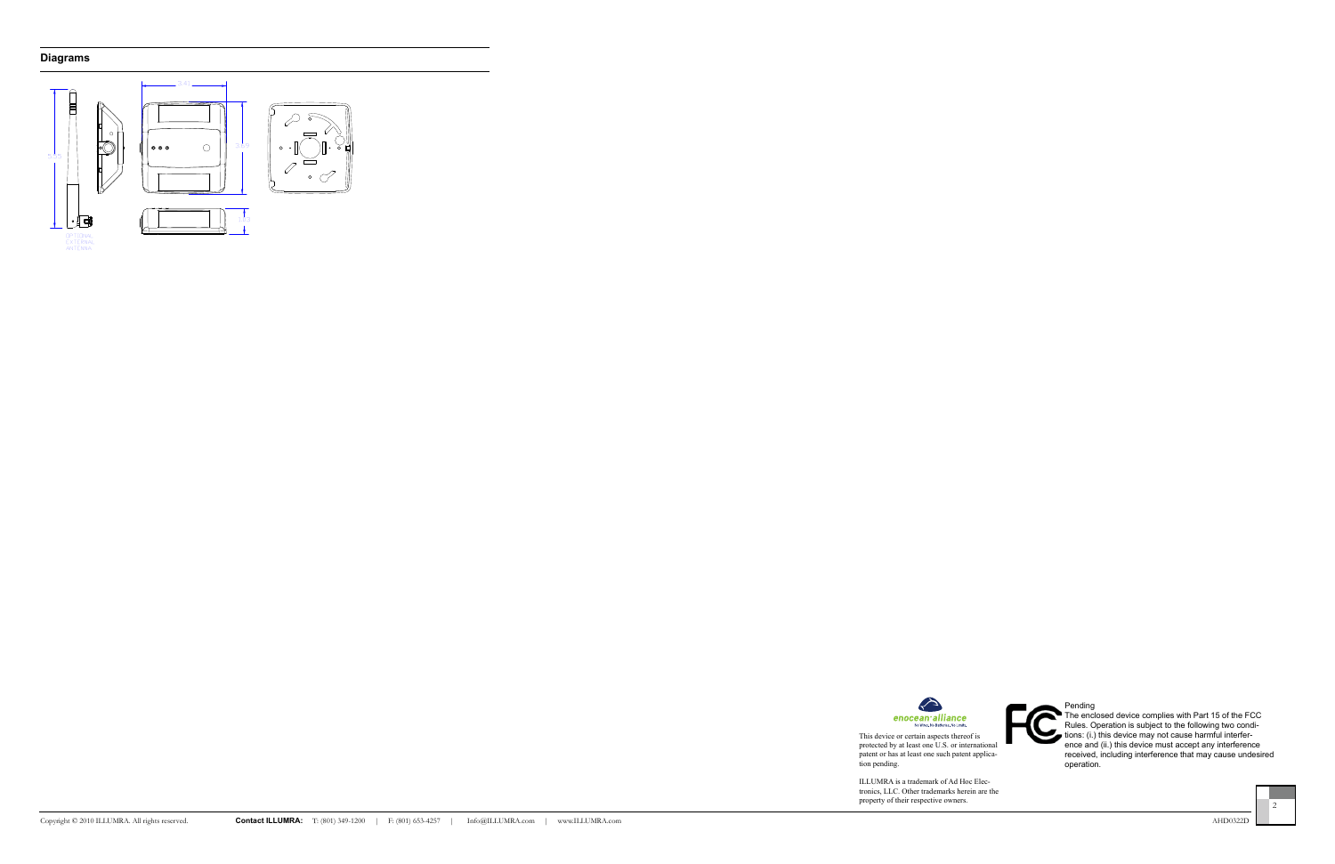## Diagrams

3.42

5.75

3.60

1.00

OPTIONAL EXTERNAL ANTENNA

This device or certain aspects thereof is protected by at least one U.S. or international patent or has at least one such patent application pending.

ILLUMRA is a trademark of Ad Hoc Electronics, LLC. Other trademarks herein are the property of their respective owners.

Pending

The enclosed device complies with Part 15 of the FCC Rules. Operation is subject to the following two conditions: (i.) this device may not cause harmful interference and (ii.) this device must accept any interference received, including interference that may cause undesired operation.

Copyright © 2010 ILLUMRA. All rights reserved. **Contact ILLUMRA:** T: (801) 349-1200 | F: (801) 653-4257 | Info@ILLUMRA.com | www.ILLUMRA.com

AHD0322D